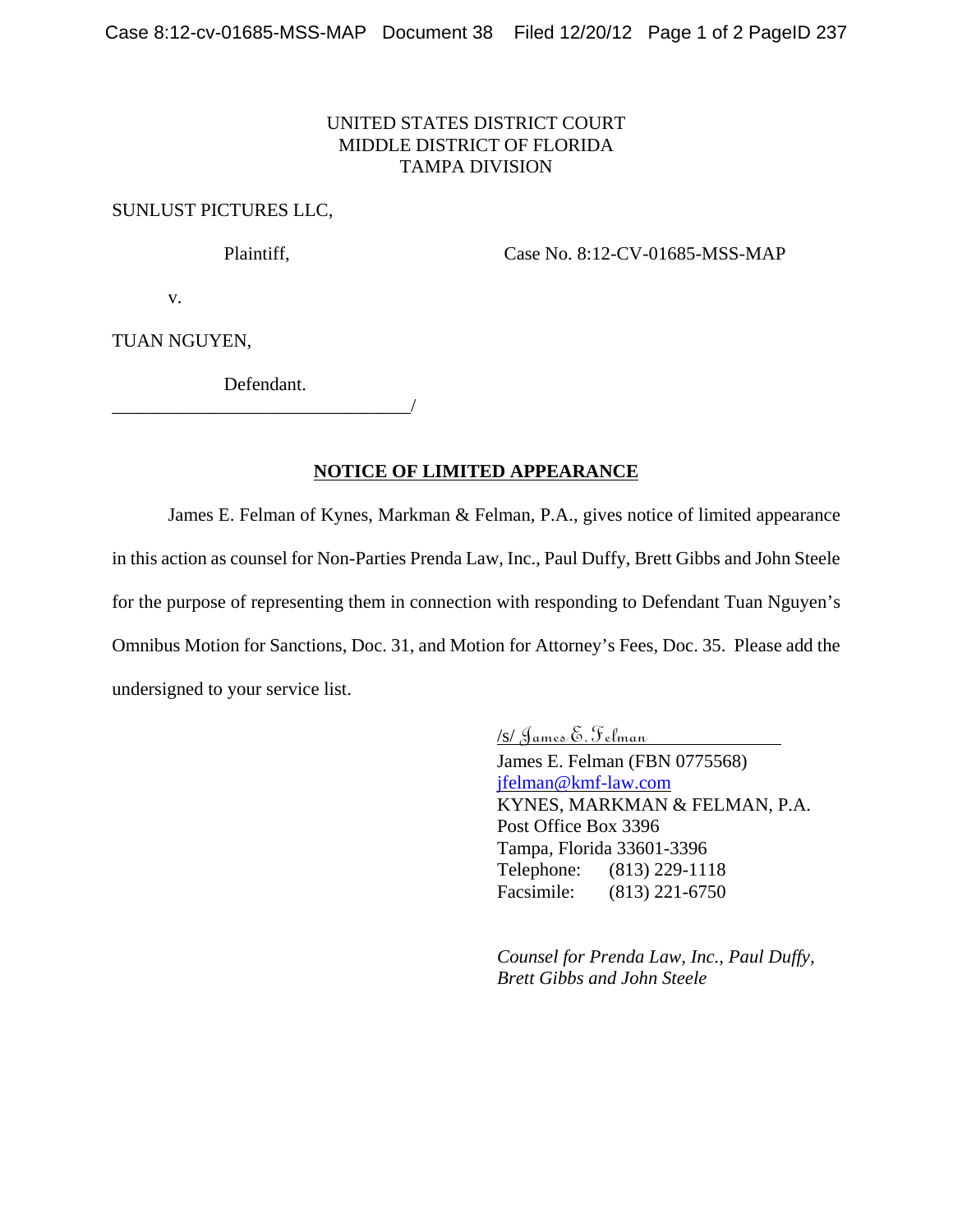UNITED STATES DISTRICT COURT
MIDDLE DISTRICT OF FLORIDA
TAMPA DIVISION

SUNLUST PICTURES LLC,

Plaintiff, Case No. 8:12-CV-01685-MSS-MAP

v.

TUAN NGUYEN,

Defendant.
_________________________________/

**NOTICE OF LIMITED APPEARANCE**

James E. Felman of Kynes, Markman & Felman, P.A., gives notice of limited appearance in this action as counsel for Non-Parties Prenda Law, Inc., Paul Duffy, Brett Gibbs and John Steele for the purpose of representing them in connection with responding to Defendant Tuan Nguyen's Omnibus Motion for Sanctions, Doc. 31, and Motion for Attorney's Fees, Doc. 35. Please add the undersigned to your service list.

/s/ James E. Felman
James E. Felman (FBN 0775568)
jfelman@kmf-law.com
KYNES, MARKMAN & FELMAN, P.A.
Post Office Box 3396
Tampa, Florida 33601-3396
Telephone: (813) 229-1118
Facsimile: (813) 221-6750

*Counsel for Prenda Law, Inc., Paul Duffy, Brett Gibbs and John Steele*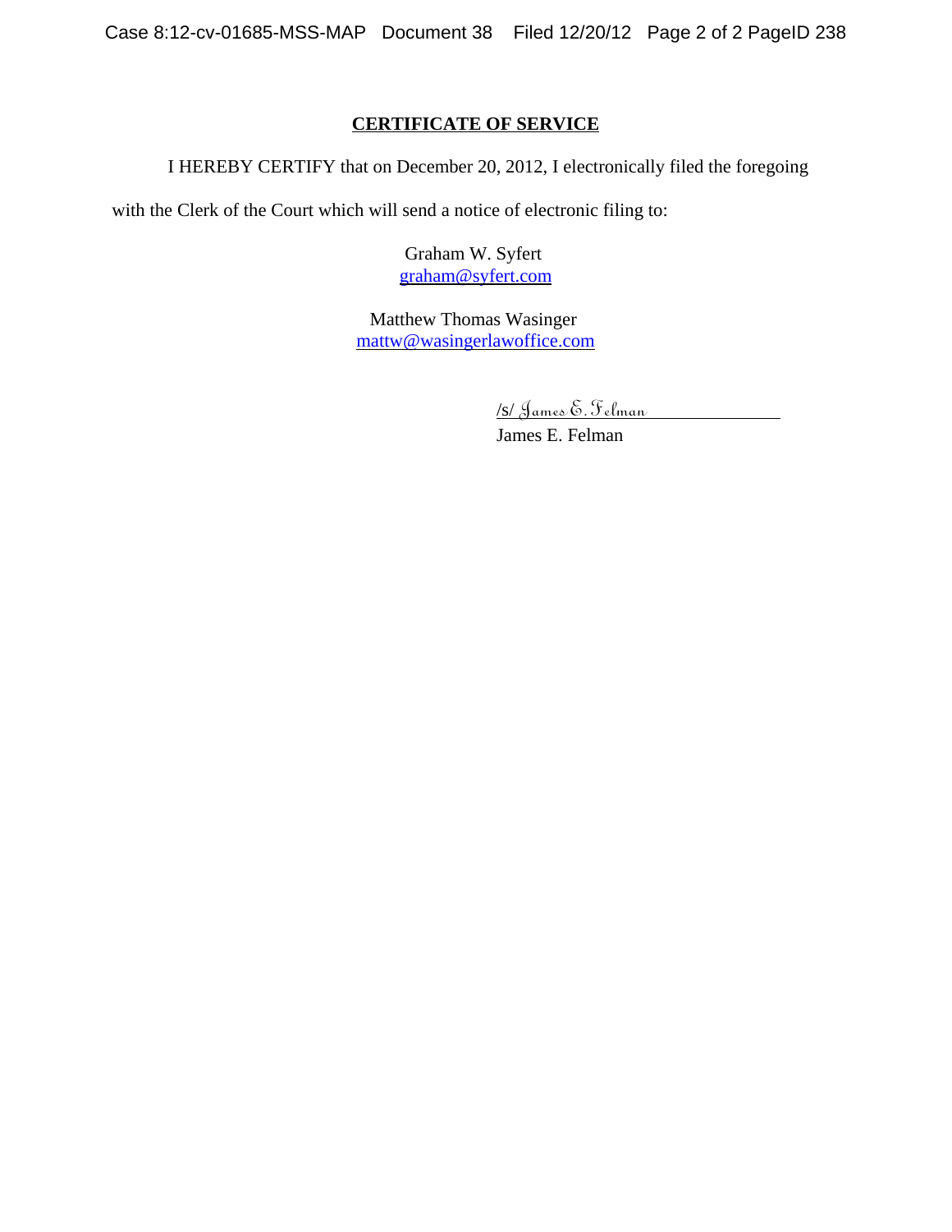**CERTIFICATE OF SERVICE**

I HEREBY CERTIFY that on December 20, 2012, I electronically filed the foregoing with the Clerk of the Court which will send a notice of electronic filing to:

Graham W. Syfert
graham@syfert.com

Matthew Thomas Wasinger
mattw@wasingerlawoffice.com

/s/ *James E. Felman*
James E. Felman